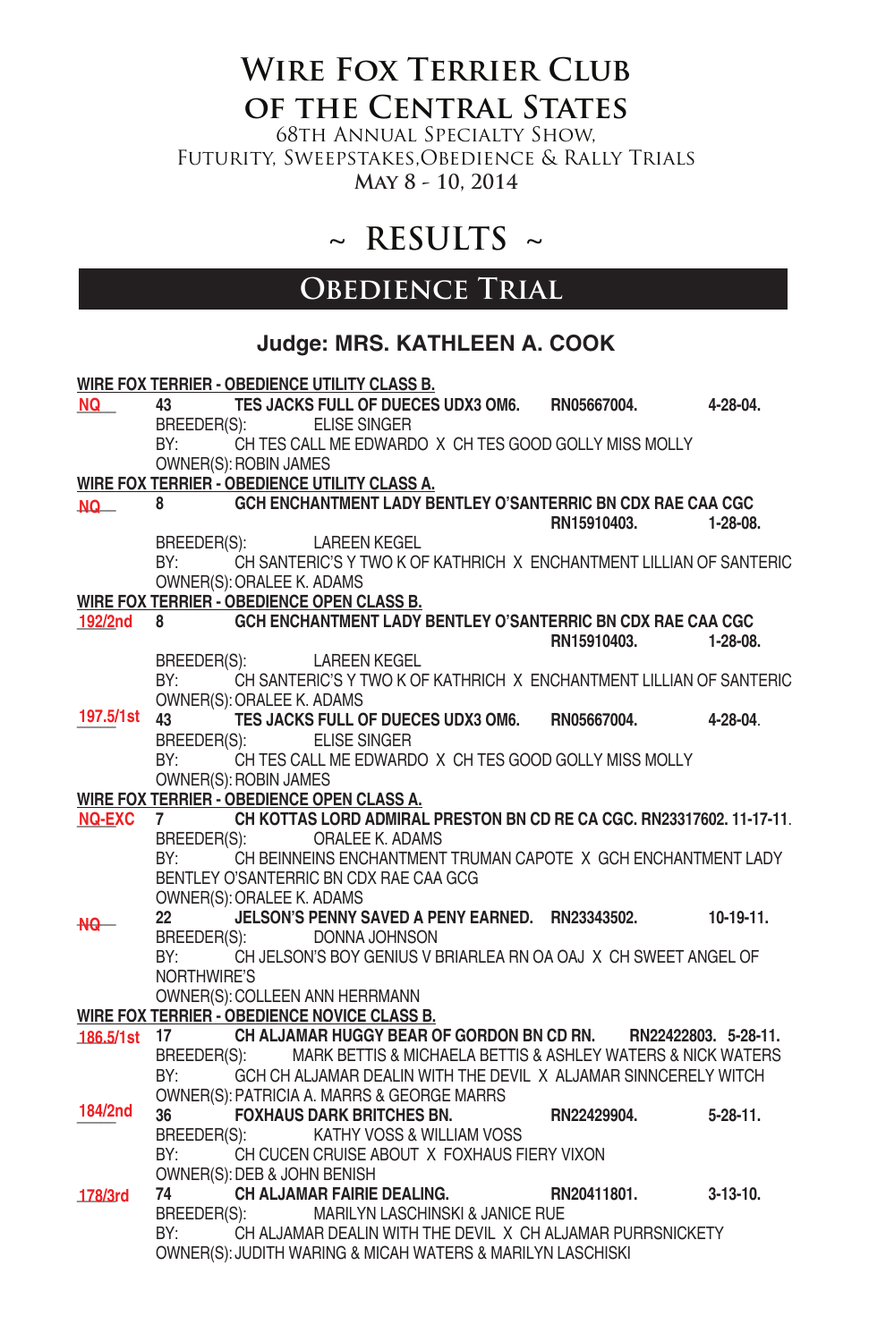# Wire Fox Terrier Club of the Central States

68th Annual Specialty Show, Futurity, Sweepstakes, Obedience & Rally Trials

May 8 - 10, 2014

## ~ RESULTS ~

## Obedience Trial

### Judge: MRS. KATHLEEN A. COOK

**WIRE FOX TERRIER - OBEDIENCE UTILITY CLASS B.**

NQ 43 **TES JACKS FULL OF DUECES UDX3 OM6. RN05667004. 4-28-04.**
BREEDER(S): ELISE SINGER
BY: CH TES CALL ME EDWARDO X CH TES GOOD GOLLY MISS MOLLY
OWNER(S): ROBIN JAMES

**WIRE FOX TERRIER - OBEDIENCE UTILITY CLASS A.**

NQ 8 **GCH ENCHANTMENT LADY BENTLEY O'SANTERRIC BN CDX RAE CAA CGC RN15910403. 1-28-08.**
BREEDER(S): LAREEN KEGEL
BY: CH SANTERIC'S Y TWO K OF KATHRICH X ENCHANTMENT LILLIAN OF SANTERIC
OWNER(S): ORALEE K. ADAMS

**WIRE FOX TERRIER - OBEDIENCE OPEN CLASS B.**

192/2nd 8 **GCH ENCHANTMENT LADY BENTLEY O'SANTERRIC BN CDX RAE CAA CGC RN15910403. 1-28-08.**
BREEDER(S): LAREEN KEGEL
BY: CH SANTERIC'S Y TWO K OF KATHRICH X ENCHANTMENT LILLIAN OF SANTERIC
OWNER(S): ORALEE K. ADAMS

197.5/1st 43 **TES JACKS FULL OF DUECES UDX3 OM6. RN05667004. 4-28-04.**
BREEDER(S): ELISE SINGER
BY: CH TES CALL ME EDWARDO X CH TES GOOD GOLLY MISS MOLLY
OWNER(S): ROBIN JAMES

**WIRE FOX TERRIER - OBEDIENCE OPEN CLASS A.**

NQ-EXC 7 **CH KOTTAS LORD ADMIRAL PRESTON BN CD RE CA CGC. RN23317602. 11-17-11.**
BREEDER(S): ORALEE K. ADAMS
BY: CH BEINNEINS ENCHANTMENT TRUMAN CAPOTE X GCH ENCHANTMENT LADY BENTLEY O'SANTERRIC BN CDX RAE CAA GCG
OWNER(S): ORALEE K. ADAMS

NQ 22 **JELSON'S PENNY SAVED A PENY EARNED. RN23343502. 10-19-11.**
BREEDER(S): DONNA JOHNSON
BY: CH JELSON'S BOY GENIUS V BRIARLEA RN OA OAJ X CH SWEET ANGEL OF NORTHWIRE'S
OWNER(S): COLLEEN ANN HERRMANN

**WIRE FOX TERRIER - OBEDIENCE NOVICE CLASS B.**

186.5/1st 17 **CH ALJAMAR HUGGY BEAR OF GORDON BN CD RN. RN22422803. 5-28-11.**
BREEDER(S): MARK BETTIS & MICHAELA BETTIS & ASHLEY WATERS & NICK WATERS
BY: GCH CH ALJAMAR DEALIN WITH THE DEVIL X ALJAMAR SINNCERELY WITCH
OWNER(S): PATRICIA A. MARRS & GEORGE MARRS

184/2nd 36 **FOXHAUS DARK BRITCHES BN. RN22429904. 5-28-11.**
BREEDER(S): KATHY VOSS & WILLIAM VOSS
BY: CH CUCEN CRUISE ABOUT X FOXHAUS FIERY VIXON
OWNER(S): DEB & JOHN BENISH

178/3rd 74 **CH ALJAMAR FAIRIE DEALING. RN20411801. 3-13-10.**
BREEDER(S): MARILYN LASCHINSKI & JANICE RUE
BY: CH ALJAMAR DEALIN WITH THE DEVIL X CH ALJAMAR PURRSNICKETY
OWNER(S): JUDITH WARING & MICAH WATERS & MARILYN LASCHISKI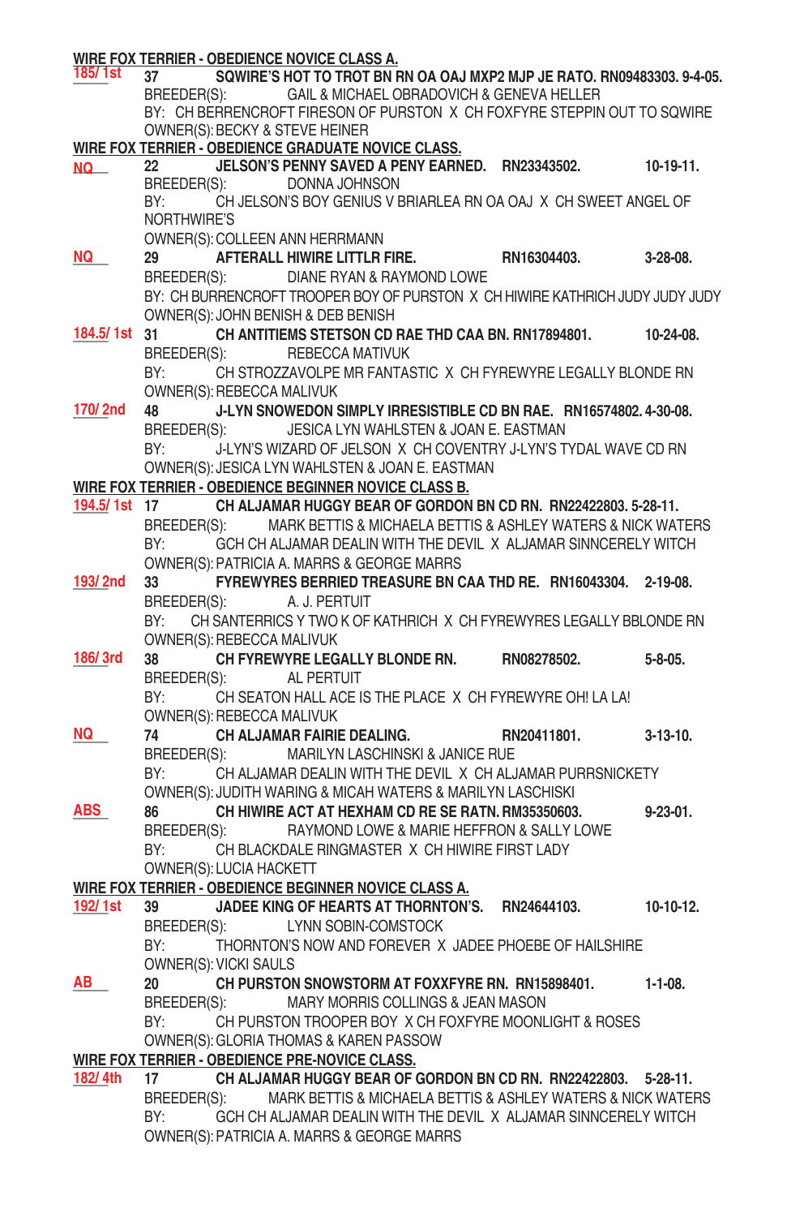**WIRE FOX TERRIER - OBEDIENCE NOVICE CLASS A.**

185/ 1st 37 **SQWIRE'S HOT TO TROT BH RN OA OAJ MXP2 MJP JE RATO. RN09483303. 9-4-05.**
BREEDER(S): GAIL & MICHAEL OBRADOVICH & GENEVA HELLER
BY: CH BERRENCROFT FIRESON OF PURSTON X CH FOXFYRE STEPPIN OUT TO SQWIRE
OWNER(S): BECKY & STEVE HEINER

**WIRE FOX TERRIER - OBEDIENCE GRADUATE NOVICE CLASS.**

NQ 22 **JELSON'S PENNY SAVED A PENY EARNED. RN23343502. 10-19-11.**
BREEDER(S): DONNA JOHNSON
BY: CH JELSON'S BOY GENIUS V BRIARLEA RN OA OAJ X CH SWEET ANGEL OF NORTHWIRE'S
OWNER(S): COLLEEN ANN HERRMANN

NQ 29 **AFTERALL HIWIRE LITTLR FIRE. RN16304403. 3-28-08.**
BREEDER(S): DIANE RYAN & RAYMOND LOWE
BY: CH BURRENCROFT TROOPER BOY OF PURSTON X CH HIWIRE KATHRICH JUDY JUDY JUDY
OWNER(S): JOHN BENISH & DEB BENISH

184.5/ 1st 31 **CH ANTITIEMS STETSON CD RAE THD CAA BN. RN17894801. 10-24-08.**
BREEDER(S): REBECCA MATIVUK
BY: CH STROZZAVOLPE MR FANTASTIC X CH FYREWYRE LEGALLY BLONDE RN
OWNER(S): REBECCA MALIVUK

170/ 2nd 48 **J-LYN SNOWEDON SIMPLY IRRESISTIBLE CD BN RAE. RN16574802. 4-30-08.**
BREEDER(S): JESICA LYN WAHLSTEN & JOAN E. EASTMAN
BY: J-LYN'S WIZARD OF JELSON X CH COVENTRY J-LYN'S TYDAL WAVE CD RN
OWNER(S): JESICA LYN WAHLSTEN & JOAN E. EASTMAN

**WIRE FOX TERRIER - OBEDIENCE BEGINNER NOVICE CLASS B.**

194.5/ 1st 17 **CH ALJAMAR HUGGY BEAR OF GORDON BN CD RN. RN22422803. 5-28-11.**
BREEDER(S): MARK BETTIS & MICHAELA BETTIS & ASHLEY WATERS & NICK WATERS
BY: GCH CH ALJAMAR DEALIN WITH THE DEVIL X ALJAMAR SINNCERELY WITCH
OWNER(S): PATRICIA A. MARRS & GEORGE MARRS

193/ 2nd 33 **FYREWYRES BERRIED TREASURE BN CAA THD RE. RN16043304. 2-19-08.**
BREEDER(S): A. J. PERTUIT
BY: CH SANTERRICS Y TWO K OF KATHRICH X CH FYREWYRES LEGALLY BBLONDE RN
OWNER(S): REBECCA MALIVUK

186/ 3rd 38 **CH FYREWYRE LEGALLY BLONDE RN. RN08278502. 5-8-05.**
BREEDER(S): AL PERTUIT
BY: CH SEATON HALL ACE IS THE PLACE X CH FYREWYRE OH! LA LA!
OWNER(S): REBECCA MALIVUK

NQ 74 **CH ALJAMAR FAIRIE DEALING. RN20411801. 3-13-10.**
BREEDER(S): MARILYN LASCHINSKI & JANICE RUE
BY: CH ALJAMAR DEALIN WITH THE DEVIL X CH ALJAMAR PURRSNICKETY
OWNER(S): JUDITH WARING & MICAH WATERS & MARILYN LASCHISKI

ABS 86 **CH HIWIRE ACT AT HEXHAM CD RE SE RATN. RM35350603. 9-23-01.**
BREEDER(S): RAYMOND LOWE & MARIE HEFFRON & SALLY LOWE
BY: CH BLACKDALE RINGMASTER X CH HIWIRE FIRST LADY
OWNER(S): LUCIA HACKETT

**WIRE FOX TERRIER - OBEDIENCE BEGINNER NOVICE CLASS A.**

192/ 1st 39 **JADEE KING OF HEARTS AT THORNTON'S. RN24644103. 10-10-12.**
BREEDER(S): LYNN SOBIN-COMSTOCK
BY: THORNTON'S NOW AND FOREVER X JADEE PHOEBE OF HAILSHIRE
OWNER(S): VICKI SAULS

AB 20 **CH PURSTON SNOWSTORM AT FOXFYRE RN. RN15898401. 1-1-08.**
BREEDER(S): MARY MORRIS COLLINGS & JEAN MASON
BY: CH PURSTON TROOPER BOY X CH FOXFYRE MOONLIGHT & ROSES
OWNER(S): GLORIA THOMAS & KAREN PASSOW

**WIRE FOX TERRIER - OBEDIENCE PRE-NOVICE CLASS.**

182/ 4th 17 **CH ALJAMAR HUGGY BEAR OF GORDON BN CD RN. RN22422803. 5-28-11.**
BREEDER(S): MARK BETTIS & MICHAELA BETTIS & ASHLEY WATERS & NICK WATERS
BY: GCH CH ALJAMAR DEALIN WITH THE DEVIL X ALJAMAR SINNCERELY WITCH
OWNER(S): PATRICIA A. MARRS & GEORGE MARRS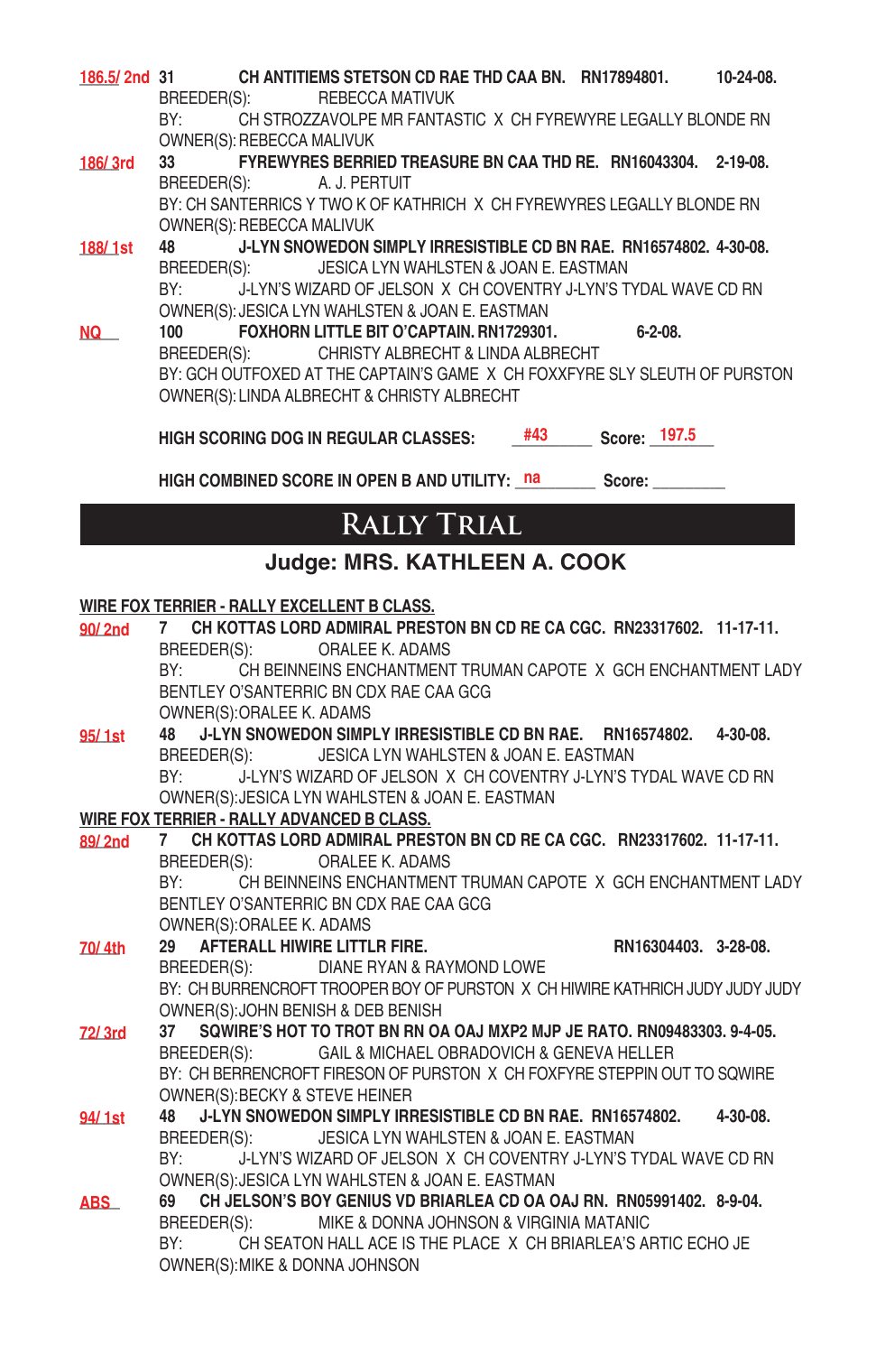186.5/ 2nd 31 **CH ANTITIEMS STETSON CD RAE THD CAA BN. RN17894801. 10-24-08.**
BREEDER(S): REBECCA MATIVUK
BY: CH STROZZAVOLPE MR FANTASTIC X CH FYREWYRE LEGALLY BLONDE RN
OWNER(S): REBECCA MALIVUK

186/ 3rd 33 **FYREWYRES BERRIED TREASURE BN CAA THD RE. RN16043304. 2-19-08.**
BREEDER(S): A. J. PERTUIT
BY: CH SANTERRICS Y TWO K OF KATHRICH X CH FYREWYRES LEGALLY BLONDE RN
OWNER(S): REBECCA MALIVUK

188/ 1st 48 **J-LYN SNOWEDON SIMPLY IRRESISTIBLE CD BN RAE. RN16574802. 4-30-08.**
BREEDER(S): JESICA LYN WAHLSTEN & JOAN E. EASTMAN
BY: J-LYN'S WIZARD OF JELSON X CH COVENTRY J-LYN'S TYDAL WAVE CD RN
OWNER(S): JESICA LYN WAHLSTEN & JOAN E. EASTMAN

NQ 100 **FOXHORN LITTLE BIT O'CAPTAIN. RN1729301. 6-2-08.**
BREEDER(S): CHRISTY ALBRECHT & LINDA ALBRECHT
BY: GCH OUTFOXED AT THE CAPTAIN'S GAME X CH FOXXFYRE SLY SLEUTH OF PURSTON
OWNER(S): LINDA ALBRECHT & CHRISTY ALBRECHT

**HIGH SCORING DOG IN REGULAR CLASSES:** #43 **Score:** 197.5

**HIGH COMBINED SCORE IN OPEN B AND UTILITY:** na **Score:** ________

# RALLY TRIAL

## Judge: MRS. KATHLEEN A. COOK

**WIRE FOX TERRIER - RALLY EXCELLENT B CLASS.**

90/ 2nd 7 **CH KOTTAS LORD ADMIRAL PRESTON BN CD RE CA CGC. RN23317602. 11-17-11.**
BREEDER(S): ORALEE K. ADAMS
BY: CH BEINNEINS ENCHANTMENT TRUMAN CAPOTE X GCH ENCHANTMENT LADY BENTLEY O'SANTERRIC BN CDX RAE CAA GCG
OWNER(S):ORALEE K. ADAMS

95/ 1st 48 **J-LYN SNOWEDON SIMPLY IRRESISTIBLE CD BN RAE. RN16574802. 4-30-08.**
BREEDER(S): JESICA LYN WAHLSTEN & JOAN E. EASTMAN
BY: J-LYN'S WIZARD OF JELSON X CH COVENTRY J-LYN'S TYDAL WAVE CD RN
OWNER(S):JESICA LYN WAHLSTEN & JOAN E. EASTMAN

**WIRE FOX TERRIER - RALLY ADVANCED B CLASS.**

89/ 2nd 7 **CH KOTTAS LORD ADMIRAL PRESTON BN CD RE CA CGC. RN23317602. 11-17-11.**
BREEDER(S): ORALEE K. ADAMS
BY: CH BEINNEINS ENCHANTMENT TRUMAN CAPOTE X GCH ENCHANTMENT LADY BENTLEY O'SANTERRIC BN CDX RAE CAA GCG
OWNER(S):ORALEE K. ADAMS

70/ 4th 29 **AFTERALL HIWIRE LITTLR FIRE. RN16304403. 3-28-08.**
BREEDER(S): DIANE RYAN & RAYMOND LOWE
BY: CH BURRENCROFT TROOPER BOY OF PURSTON X CH HIWIRE KATHRICH JUDY JUDY JUDY
OWNER(S):JOHN BENISH & DEB BENISH

72/ 3rd 37 **SQWIRE'S HOT TO TROT BN RN OA OAJ MXP2 MJP JE RATO. RN09483303. 9-4-05.**
BREEDER(S): GAIL & MICHAEL OBRADOVICH & GENEVA HELLER
BY: CH BERRENCROFT FIRESON OF PURSTON X CH FOXFYRE STEPPIN OUT TO SQWIRE
OWNER(S):BECKY & STEVE HEINER

94/ 1st 48 **J-LYN SNOWEDON SIMPLY IRRESISTIBLE CD BN RAE. RN16574802. 4-30-08.**
BREEDER(S): JESICA LYN WAHLSTEN & JOAN E. EASTMAN
BY: J-LYN'S WIZARD OF JELSON X CH COVENTRY J-LYN'S TYDAL WAVE CD RN
OWNER(S):JESICA LYN WAHLSTEN & JOAN E. EASTMAN

ABS 69 **CH JELSON'S BOY GENIUS VD BRIARLEA CD OA OAJ RN. RN05991402. 8-9-04.**
BREEDER(S): MIKE & DONNA JOHNSON & VIRGINIA MATANIC
BY: CH SEATON HALL ACE IS THE PLACE X CH BRIARLEA'S ARTIC ECHO JE
OWNER(S):MIKE & DONNA JOHNSON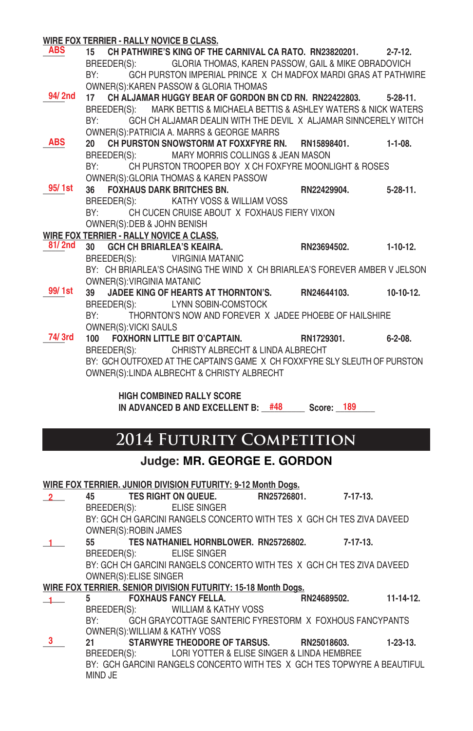**WIRE FOX TERRIER - RALLY NOVICE B CLASS.**

ABS — **15 CH PATHWIRE'S KING OF THE CARNIVAL CA RATO. RN23820201. 2-7-12.**
BREEDER(S): GLORIA THOMAS, KAREN PASSOW, GAIL & MIKE OBRADOVICH
BY: GCH PURSTON IMPERIAL PRINCE X CH MADFOX MARDI GRAS AT PATHWIRE
OWNER(S):KAREN PASSOW & GLORIA THOMAS

94/ 2nd — **17 CH ALJAMAR HUGGY BEAR OF GORDON BN CD RN. RN22422803. 5-28-11.**
BREEDER(S): MARK BETTIS & MICHAELA BETTIS & ASHLEY WATERS & NICK WATERS
BY: GCH CH ALJAMAR DEALIN WITH THE DEVIL X ALJAMAR SINNCERELY WITCH
OWNER(S):PATRICIA A. MARRS & GEORGE MARRS

ABS — **20 CH PURSTON SNOWSTORM AT FOXXFYRE RN. RN15898401. 1-1-08.**
BREEDER(S): MARY MORRIS COLLINGS & JEAN MASON
BY: CH PURSTON TROOPER BOY X CH FOXFYRE MOONLIGHT & ROSES
OWNER(S):GLORIA THOMAS & KAREN PASSOW

95/ 1st — **36 FOXHAUS DARK BRITCHES BN. RN22429904. 5-28-11.**
BREEDER(S): KATHY VOSS & WILLIAM VOSS
BY: CH CUCEN CRUISE ABOUT X FOXHAUS FIERY VIXON
OWNER(S):DEB & JOHN BENISH

**WIRE FOX TERRIER - RALLY NOVICE A CLASS.**

81/ 2nd — **30 GCH CH BRIARLEA'S KEAIRA. RN23694502. 1-10-12.**
BREEDER(S): VIRGINIA MATANIC
BY: CH BRIARLEA'S CHASING THE WIND X CH BRIARLEA'S FOREVER AMBER V JELSON
OWNER(S):VIRGINIA MATANIC

99/ 1st — **39 JADEE KING OF HEARTS AT THORNTON'S. RN24644103. 10-10-12.**
BREEDER(S): LYNN SOBIN-COMSTOCK
BY: THORNTON'S NOW AND FOREVER X JADEE PHOEBE OF HAILSHIRE
OWNER(S):VICKI SAULS

74/ 3rd — **100 FOXHORN LITTLE BIT O'CAPTAIN. RN1729301. 6-2-08.**
BREEDER(S): CHRISTY ALBRECHT & LINDA ALBRECHT
BY: GCH OUTFOXED AT THE CAPTAIN'S GAME X CH FOXXFYRE SLY SLEUTH OF PURSTON
OWNER(S):LINDA ALBRECHT & CHRISTY ALBRECHT

**HIGH COMBINED RALLY SCORE**
**IN ADVANCED B AND EXCELLENT B:** #48 **Score:** 189

# 2014 Futurity Competition

## Judge: MR. GEORGE E. GORDON

**WIRE FOX TERRIER. JUNIOR DIVISION FUTURITY: 9-12 Month Dogs.**

2 — **45 TES RIGHT ON QUEUE. RN25726801. 7-17-13.**
BREEDER(S): ELISE SINGER
BY: GCH CH GARCINI RANGELS CONCERTO WITH TES X GCH CH TES ZIVA DAVEED
OWNER(S):ROBIN JAMES

1 — **55 TES NATHANIEL HORNBLOWER. RN25726802. 7-17-13.**
BREEDER(S): ELISE SINGER
BY: GCH CH GARCINI RANGELS CONCERTO WITH TES X GCH CH TES ZIVA DAVEED
OWNER(S):ELISE SINGER

**WIRE FOX TERRIER. SENIOR DIVISION FUTURITY: 15-18 Month Dogs.**

1 — **5 FOXHAUS FANCY FELLA. RN24689502. 11-14-12.**
BREEDER(S): WILLIAM & KATHY VOSS
BY: GCH GRAYCOTTAGE SANTERIC FYRESTORM X FOXHOUS FANCYPANTS
OWNER(S):WILLIAM & KATHY VOSS

3 — **21 STARWYRE THEODORE OF TARSUS. RN25018603. 1-23-13.**
BREEDER(S): LORI YOTTER & ELISE SINGER & LINDA HEMBREE
BY: GCH GARCINI RANGELS CONCERTO WITH TES X GCH TES TOPWYRE A BEAUTIFUL MIND JE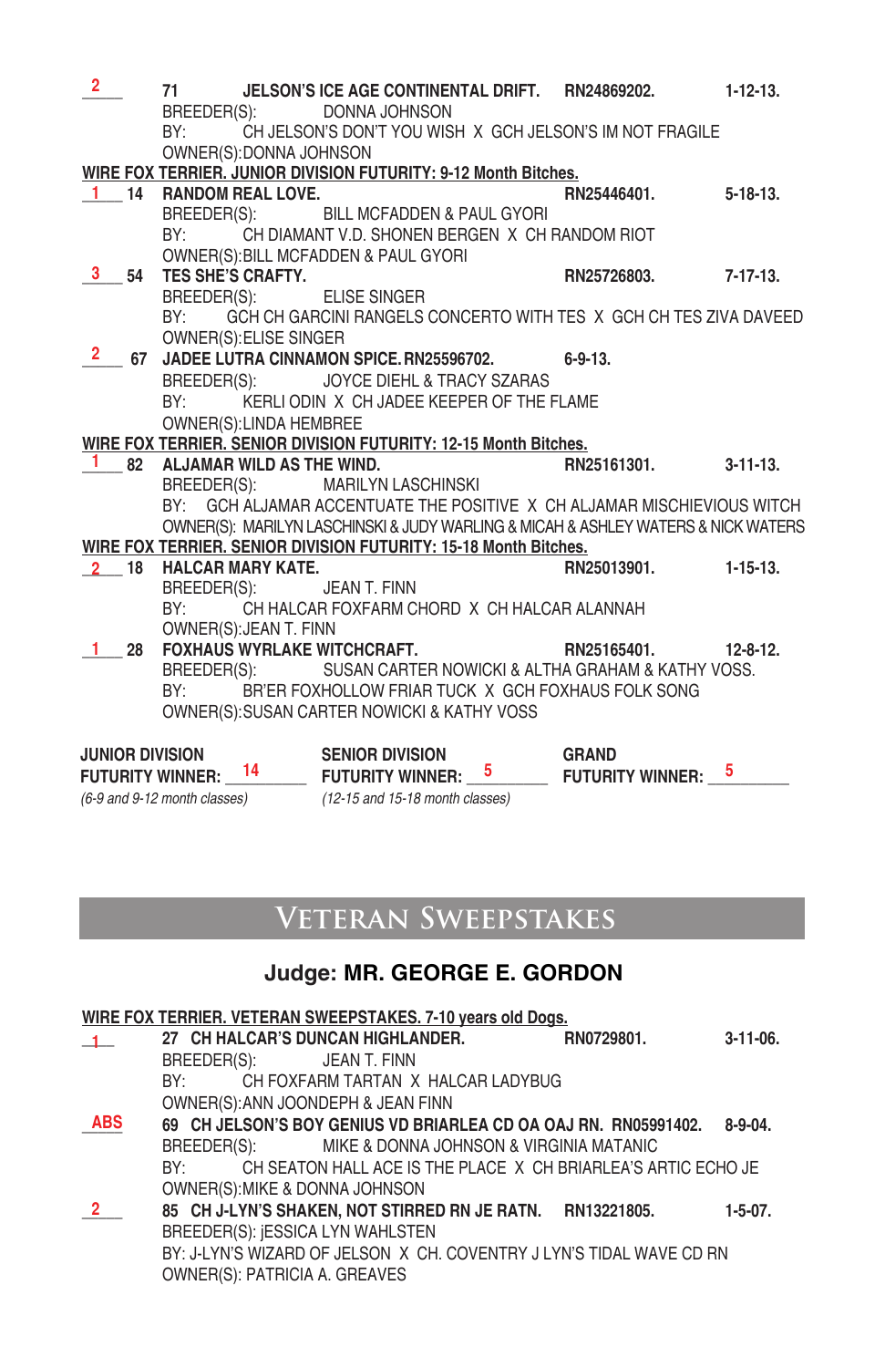2 &nbsp; 71 **JELSON'S ICE AGE CONTINENTAL DRIFT.** **RN24869202.** **1-12-13.**
BREEDER(S): DONNA JOHNSON
BY: CH JELSON'S DON'T YOU WISH X GCH JELSON'S IM NOT FRAGILE
OWNER(S):DONNA JOHNSON

**WIRE FOX TERRIER. JUNIOR DIVISION FUTURITY: 9-12 Month Bitches.**

1 &nbsp; 14 **RANDOM REAL LOVE.** **RN25446401.** **5-18-13.**
BREEDER(S): BILL MCFADDEN & PAUL GYORI
BY: CH DIAMANT V.D. SHONEN BERGEN X CH RANDOM RIOT
OWNER(S):BILL MCFADDEN & PAUL GYORI

3 &nbsp; 54 **TES SHE'S CRAFTY.** **RN25726803.** **7-17-13.**
BREEDER(S): ELISE SINGER
BY: GCH CH GARCINI RANGELS CONCERTO WITH TES X GCH CH TES ZIVA DAVEED
OWNER(S):ELISE SINGER

2 &nbsp; 67 **JADEE LUTRA CINNAMON SPICE. RN25596702.** **6-9-13.**
BREEDER(S): JOYCE DIEHL & TRACY SZARAS
BY: KERLI ODIN X CH JADEE KEEPER OF THE FLAME
OWNER(S):LINDA HEMBREE

**WIRE FOX TERRIER. SENIOR DIVISION FUTURITY: 12-15 Month Bitches.**

1 &nbsp; 82 **ALJAMAR WILD AS THE WIND.** **RN25161301.** **3-11-13.**
BREEDER(S): MARILYN LASCHINSKI
BY: GCH ALJAMAR ACCENTUATE THE POSITIVE X CH ALJAMAR MISCHIEVIOUS WITCH
OWNER(S): MARILYN LASCHINSKI & JUDY WARLING & MICAH & ASHLEY WATERS & NICK WATERS

**WIRE FOX TERRIER. SENIOR DIVISION FUTURITY: 15-18 Month Bitches.**

2 &nbsp; 18 **HALCAR MARY KATE.** **RN25013901.** **1-15-13.**
BREEDER(S): JEAN T. FINN
BY: CH HALCAR FOXFARM CHORD X CH HALCAR ALANNAH
OWNER(S):JEAN T. FINN

1 &nbsp; 28 **FOXHAUS WYRLAKE WITCHCRAFT.** **RN25165401.** **12-8-12.**
BREEDER(S): SUSAN CARTER NOWICKI & ALTHA GRAHAM & KATHY VOSS.
BY: BR'ER FOXHOLLOW FRIAR TUCK X GCH FOXHAUS FOLK SONG
OWNER(S):SUSAN CARTER NOWICKI & KATHY VOSS

**JUNIOR DIVISION FUTURITY WINNER:** 14
*(6-9 and 9-12 month classes)*

**SENIOR DIVISION FUTURITY WINNER:** 5
*(12-15 and 15-18 month classes)*

**GRAND FUTURITY WINNER:** 5

# Veteran Sweepstakes

## Judge: MR. GEORGE E. GORDON

**WIRE FOX TERRIER. VETERAN SWEEPSTAKES. 7-10 years old Dogs.**

1 &nbsp; 27 **CH HALCAR'S DUNCAN HIGHLANDER.** **RN0729801.** **3-11-06.**
BREEDER(S): JEAN T. FINN
BY: CH FOXFARM TARTAN X HALCAR LADYBUG
OWNER(S):ANN JOONDEPH & JEAN FINN

ABS &nbsp; 69 **CH JELSON'S BOY GENIUS VD BRIARLEA CD OA OAJ RN.** **RN05991402.** **8-9-04.**
BREEDER(S): MIKE & DONNA JOHNSON & VIRGINIA MATANIC
BY: CH SEATON HALL ACE IS THE PLACE X CH BRIARLEA'S ARTIC ECHO JE
OWNER(S):MIKE & DONNA JOHNSON

2 &nbsp; 85 **CH J-LYN'S SHAKEN, NOT STIRRED RN JE RATN.** **RN13221805.** **1-5-07.**
BREEDER(S): jESSICA LYN WAHLSTEN
BY: J-LYN'S WIZARD OF JELSON X CH. COVENTRY J LYN'S TIDAL WAVE CD RN
OWNER(S): PATRICIA A. GREAVES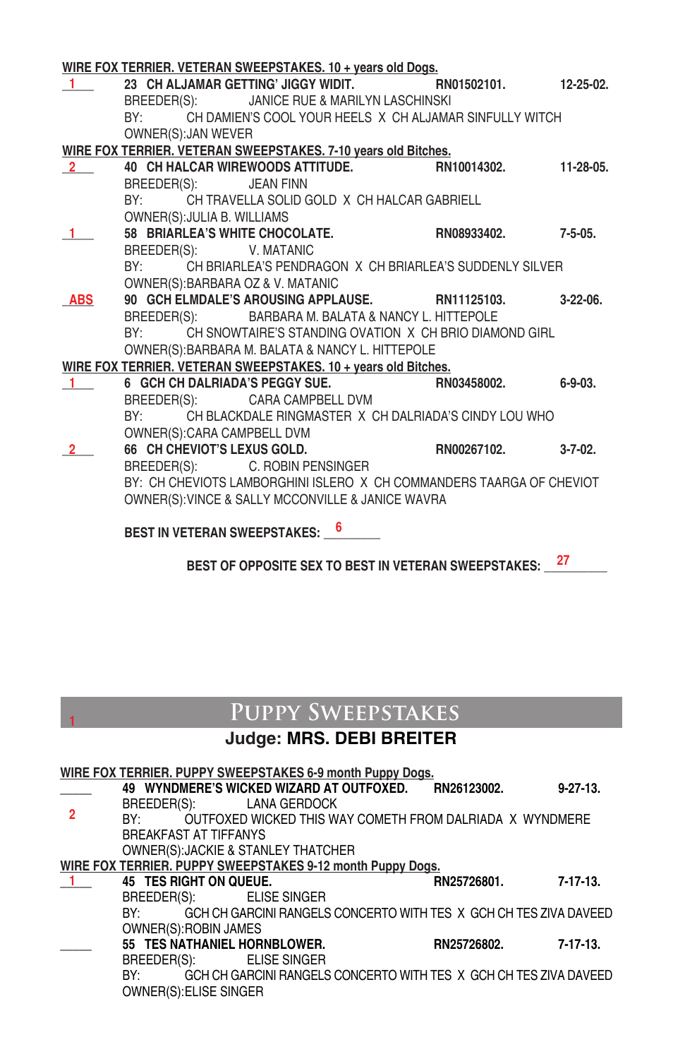**WIRE FOX TERRIER. VETERAN SWEEPSTAKES. 10 + years old Dogs.**

1 — **23 CH ALJAMAR GETTING' JIGGY WIDIT.** RN01502101. 12-25-02.
BREEDER(S): JANICE RUE & MARILYN LASCHINSKI
BY: CH DAMIEN'S COOL YOUR HEELS X CH ALJAMAR SINFULLY WITCH
OWNER(S):JAN WEVER

**WIRE FOX TERRIER. VETERAN SWEEPSTAKES. 7-10 years old Bitches.**

2 — **40 CH HALCAR WIREWOODS ATTITUDE.** RN10014302. 11-28-05.
BREEDER(S): JEAN FINN
BY: CH TRAVELLA SOLID GOLD X CH HALCAR GABRIELL
OWNER(S):JULIA B. WILLIAMS

1 — **58 BRIARLEA'S WHITE CHOCOLATE.** RN08933402. 7-5-05.
BREEDER(S): V. MATANIC
BY: CH BRIARLEA'S PENDRAGON X CH BRIARLEA'S SUDDENLY SILVER
OWNER(S):BARBARA OZ & V. MATANIC

ABS — **90 GCH ELMDALE'S AROUSING APPLAUSE.** RN11125103. 3-22-06.
BREEDER(S): BARBARA M. BALATA & NANCY L. HITTEPOLE
BY: CH SNOWTAIRE'S STANDING OVATION X CH BRIO DIAMOND GIRL
OWNER(S):BARBARA M. BALATA & NANCY L. HITTEPOLE

**WIRE FOX TERRIER. VETERAN SWEEPSTAKES. 10 + years old Bitches.**

1 — **6 GCH CH DALRIADA'S PEGGY SUE.** RN03458002. 6-9-03.
BREEDER(S): CARA CAMPBELL DVM
BY: CH BLACKDALE RINGMASTER X CH DALRIADA'S CINDY LOU WHO
OWNER(S):CARA CAMPBELL DVM

2 — **66 CH CHEVIOT'S LEXUS GOLD.** RN00267102. 3-7-02.
BREEDER(S): C. ROBIN PENSINGER
BY: CH CHEVIOTS LAMBORGHINI ISLERO X CH COMMANDERS TAARGA OF CHEVIOT
OWNER(S):VINCE & SALLY MCCONVILLE & JANICE WAVRA

**BEST IN VETERAN SWEEPSTAKES:** 6

**BEST OF OPPOSITE SEX TO BEST IN VETERAN SWEEPSTAKES:** 27

# Puppy Sweepstakes

1

## Judge: MRS. DEBI BREITER

**WIRE FOX TERRIER. PUPPY SWEEPSTAKES 6-9 month Puppy Dogs.**

2 — **49 WYNDMERE'S WICKED WIZARD AT OUTFOXED.** RN26123002. 9-27-13.
BREEDER(S): LANA GERDOCK
BY: OUTFOXED WICKED THIS WAY COMETH FROM DALRIADA X WYNDMERE BREAKFAST AT TIFFANYS
OWNER(S):JACKIE & STANLEY THATCHER

**WIRE FOX TERRIER. PUPPY SWEEPSTAKES 9-12 month Puppy Dogs.**

1 — **45 TES RIGHT ON QUEUE.** RN25726801. 7-17-13.
BREEDER(S): ELISE SINGER
BY: GCH CH GARCINI RANGELS CONCERTO WITH TES X GCH CH TES ZIVA DAVEED
OWNER(S):ROBIN JAMES

**55 TES NATHANIEL HORNBLOWER.** RN25726802. 7-17-13.
BREEDER(S): ELISE SINGER
BY: GCH CH GARCINI RANGELS CONCERTO WITH TES X GCH CH TES ZIVA DAVEED
OWNER(S):ELISE SINGER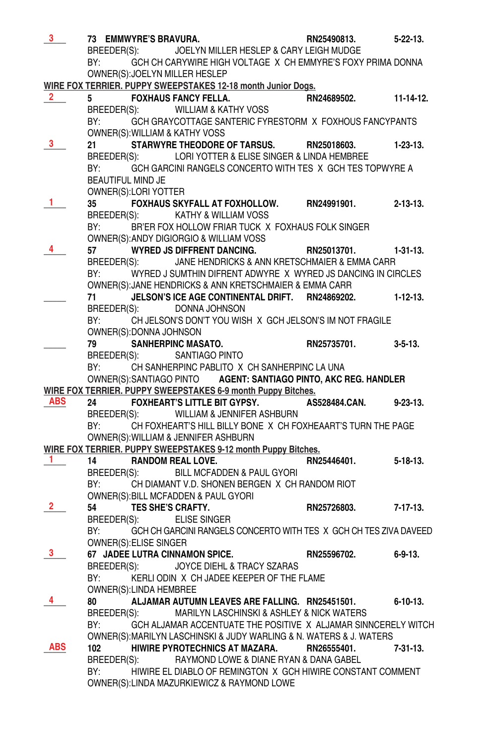3 73 **EMMWYRE'S BRAVURA.** **RN25490813.** **5-22-13.**
BREEDER(S): JOELYN MILLER HESLEP & CARY LEIGH MUDGE
BY: GCH CH CARYWIRE HIGH VOLTAGE X CH EMMYRE'S FOXY PRIMA DONNA
OWNER(S):JOELYN MILLER HESLEP

**WIRE FOX TERRIER. PUPPY SWEEPSTAKES 12-18 month Junior Dogs.**

2 5 **FOXHAUS FANCY FELLA.** **RN24689502.** **11-14-12.**
BREEDER(S): WILLIAM & KATHY VOSS
BY: GCH GRAYCOTTAGE SANTERIC FYRESTORM X FOXHOUS FANCYPANTS
OWNER(S):WILLIAM & KATHY VOSS

3 21 **STARWYRE THEODORE OF TARSUS.** **RN25018603.** **1-23-13.**
BREEDER(S): LORI YOTTER & ELISE SINGER & LINDA HEMBREE
BY: GCH GARCINI RANGELS CONCERTO WITH TES X GCH TES TOPWYRE A BEAUTIFUL MIND JE
OWNER(S):LORI YOTTER

1 35 **FOXHAUS SKYFALL AT FOXHOLLOW.** **RN24991901.** **2-13-13.**
BREEDER(S): KATHY & WILLIAM VOSS
BY: BR'ER FOX HOLLOW FRIAR TUCK X FOXHAUS FOLK SINGER
OWNER(S):ANDY DIGIORGIO & WILLIAM VOSS

4 57 **WYRED JS DIFFRENT DANCING.** **RN25013701.** **1-31-13.**
BREEDER(S): JANE HENDRICKS & ANN KRETSCHMAIER & EMMA CARR
BY: WYRED J SUMTHIN DIFRENT ADWYRE X WYRED JS DANCING IN CIRCLES
OWNER(S):JANE HENDRICKS & ANN KRETSCHMAIER & EMMA CARR

____ 71 **JELSON'S ICE AGE CONTINENTAL DRIFT.** **RN24869202.** **1-12-13.**
BREEDER(S): DONNA JOHNSON
BY: CH JELSON'S DON'T YOU WISH X GCH JELSON'S IM NOT FRAGILE
OWNER(S):DONNA JOHNSON

____ 79 **SANHERPINC MASATO.** **RN25735701.** **3-5-13.**
BREEDER(S): SANTIAGO PINTO
BY: CH SANHERPINC PABLITO X CH SANHERPINC LA UNA
OWNER(S):SANTIAGO PINTO **AGENT: SANTIAGO PINTO, AKC REG. HANDLER**

**WIRE FOX TERRIER. PUPPY SWEEPSTAKES 6-9 month Puppy Bitches.**

ABS 24 **FOXHEART'S LITTLE BIT GYPSY.** **AS528484.CAN.** **9-23-13.**
BREEDER(S): WILLIAM & JENNIFER ASHBURN
BY: CH FOXHEART'S HILL BILLY BONE X CH FOXHEAART'S TURN THE PAGE
OWNER(S):WILLIAM & JENNIFER ASHBURN

**WIRE FOX TERRIER. PUPPY SWEEPSTAKES 9-12 month Puppy Bitches.**

1 14 **RANDOM REAL LOVE.** **RN25446401.** **5-18-13.**
BREEDER(S): BILL MCFADDEN & PAUL GYORI
BY: CH DIAMANT V.D. SHONEN BERGEN X CH RANDOM RIOT
OWNER(S):BILL MCFADDEN & PAUL GYORI

2 54 **TES SHE'S CRAFTY.** **RN25726803.** **7-17-13.**
BREEDER(S): ELISE SINGER
BY: GCH CH GARCINI RANGELS CONCERTO WITH TES X GCH CH TES ZIVA DAVEED
OWNER(S):ELISE SINGER

3 67 **JADEE LUTRA CINNAMON SPICE.** **RN25596702.** **6-9-13.**
BREEDER(S): JOYCE DIEHL & TRACY SZARAS
BY: KERLI ODIN X CH JADEE KEEPER OF THE FLAME
OWNER(S):LINDA HEMBREE

4 80 **ALJAMAR AUTUMN LEAVES ARE FALLING.** **RN25451501.** **6-10-13.**
BREEDER(S): MARILYN LASCHINSKI & ASHLEY & NICK WATERS
BY: GCH ALJAMAR ACCENTUATE THE POSITIVE X ALJAMAR SINNCERELY WITCH
OWNER(S):MARILYN LASCHINSKI & JUDY WARLING & N. WATERS & J. WATERS

ABS 102 **HIWIRE PYROTECHNICS AT MAZARA.** **RN26555401.** **7-31-13.**
BREEDER(S): RAYMOND LOWE & DIANE RYAN & DANA GABEL
BY: HIWIRE EL DIABLO OF REMINGTON X GCH HIWIRE CONSTANT COMMENT
OWNER(S):LINDA MAZURKIEWICZ & RAYMOND LOWE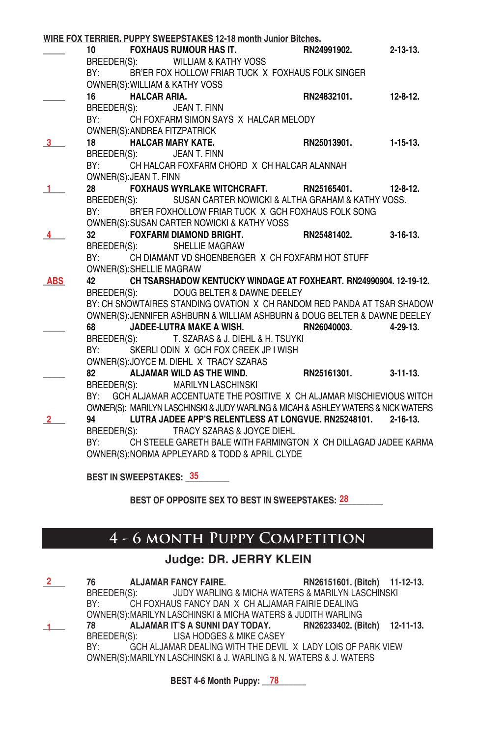**WIRE FOX TERRIER. PUPPY SWEEPSTAKES 12-18 month Junior Bitches.**

_____ **10 FOXHAUS RUMOUR HAS IT. RN24991902. 2-13-13.**
BREEDER(S): WILLIAM & KATHY VOSS
BY: BR'ER FOX HOLLOW FRIAR TUCK X FOXHAUS FOLK SINGER
OWNER(S):WILLIAM & KATHY VOSS

_____ **16 HALCAR ARIA. RN24832101. 12-8-12.**
BREEDER(S): JEAN T. FINN
BY: CH FOXFARM SIMON SAYS X HALCAR MELODY
OWNER(S):ANDREA FITZPATRICK

3 **18 HALCAR MARY KATE. RN25013901. 1-15-13.**
BREEDER(S): JEAN T. FINN
BY: CH HALCAR FOXFARM CHORD X CH HALCAR ALANNAH
OWNER(S):JEAN T. FINN

1 **28 FOXHAUS WYRLAKE WITCHCRAFT. RN25165401. 12-8-12.**
BREEDER(S): SUSAN CARTER NOWICKI & ALTHA GRAHAM & KATHY VOSS.
BY: BR'ER FOXHOLLOW FRIAR TUCK X GCH FOXHAUS FOLK SONG
OWNER(S):SUSAN CARTER NOWICKI & KATHY VOSS

4 **32 FOXFARM DIAMOND BRIGHT. RN25481402. 3-16-13.**
BREEDER(S): SHELLIE MAGRAW
BY: CH DIAMANT VD SHOENBERGER X CH FOXFARM HOT STUFF
OWNER(S):SHELLIE MAGRAW

ABS **42 CH TSARSHADOW KENTUCKY WINDAGE AT FOXHEART. RN24990904. 12-19-12.**
BREEDER(S): DOUG BELTER & DAWNE DEELEY
BY: CH SNOWTAIRES STANDING OVATION X CH RANDOM RED PANDA AT TSAR SHADOW
OWNER(S):JENNIFER ASHBURN & WILLIAM ASHBURN & DOUG BELTER & DAWNE DEELEY

_____ **68 JADEE-LUTRA MAKE A WISH. RN26040003. 4-29-13.**
BREEDER(S): T. SZARAS & J. DIEHL & H. TSUYKI
BY: SKERLI ODIN X GCH FOX CREEK JP I WISH
OWNER(S):JOYCE M. DIEHL X TRACY SZARAS

_____ **82 ALJAMAR WILD AS THE WIND. RN25161301. 3-11-13.**
BREEDER(S): MARILYN LASCHINSKI
BY: GCH ALJAMAR ACCENTUATE THE POSITIVE X CH ALJAMAR MISCHIEVOUS WITCH
OWNER(S): MARILYN LASCHINSKI & JUDY WARLING & MICAH & ASHLEY WATERS & NICK WATERS

2 **94 LUTRA JADEE APP'S RELENTLESS AT LONGVUE. RN25248101. 2-16-13.**
BREEDER(S): TRACY SZARAS & JOYCE DIEHL
BY: CH STEELE GARETH BALE WITH FARMINGTON X CH DILLAGAD JADEE KARMA
OWNER(S):NORMA APPLEYARD & TODD & APRIL CLYDE

**BEST IN SWEEPSTAKES:** 35

**BEST OF OPPOSITE SEX TO BEST IN SWEEPSTAKES:** 28

# 4 - 6 MONTH PUPPY COMPETITION

## Judge: DR. JERRY KLEIN

2 **76 ALJAMAR FANCY FAIRE. RN26151601. (Bitch) 11-12-13.**
BREEDER(S): JUDY WARLING & MICHA WATERS & MARILYN LASCHINSKI
BY: CH FOXHAUS FANCY DAN X CH ALJAMAR FAIRIE DEALING
OWNER(S):MARILYN LASCHINSKI & MICHA WATERS & JUDITH WARLING

1 **78 ALJAMAR IT'S A SUNNI DAY TODAY. RN26233402. (Bitch) 12-11-13.**
BREEDER(S): LISA HODGES & MIKE CASEY
BY: GCH ALJAMAR DEALING WITH THE DEVIL X LADY LOIS OF PARK VIEW
OWNER(S):MARILYN LASCHINSKI & J. WARLING & N. WATERS & J. WATERS

**BEST 4-6 Month Puppy:** 78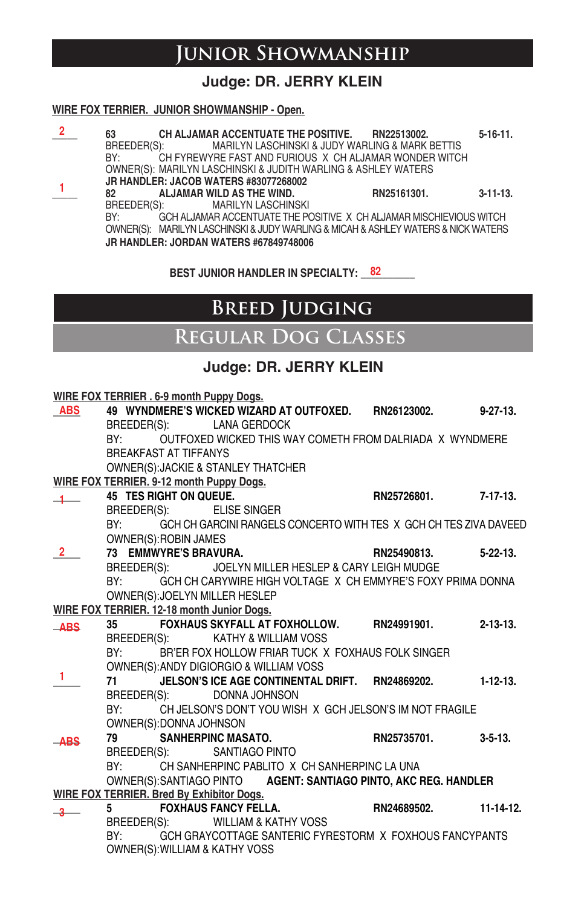# Junior Showmanship

## Judge: DR. JERRY KLEIN

**WIRE FOX TERRIER. JUNIOR SHOWMANSHIP - Open.**

2 — **63 CH ALJAMAR ACCENTUATE THE POSITIVE. RN22513002. 5-16-11.**
BREEDER(S): MARILYN LASCHINSKI & JUDY WARLING & MARK BETTIS
BY: CH FYREWYRE FAST AND FURIOUS X CH ALJAMAR WONDER WITCH
OWNER(S): MARILYN LASCHINSKI & JUDITH WARLING & ASHLEY WATERS
**JR HANDLER: JACOB WATERS #83077268002**

1 — **82 ALJAMAR WILD AS THE WIND. RN25161301. 3-11-13.**
BREEDER(S): MARILYN LASCHINSKI
BY: GCH ALJAMAR ACCENTUATE THE POSITIVE X CH ALJAMAR MISCHIEVIOUS WITCH
OWNER(S): MARILYN LASCHINSKI & JUDY WARLING & MICAH & ASHLEY WATERS & NICK WATERS
**JR HANDLER: JORDAN WATERS #67849748006**

**BEST JUNIOR HANDLER IN SPECIALTY:** 82

# Breed Judging

## Regular Dog Classes

## Judge: DR. JERRY KLEIN

**WIRE FOX TERRIER . 6-9 month Puppy Dogs.**

ABS — **49 WYNDMERE'S WICKED WIZARD AT OUTFOXED. RN26123002. 9-27-13.**
BREEDER(S): LANA GERDOCK
BY: OUTFOXED WICKED THIS WAY COMETH FROM DALRIADA X WYNDMERE BREAKFAST AT TIFFANYS
OWNER(S):JACKIE & STANLEY THATCHER

**WIRE FOX TERRIER. 9-12 month Puppy Dogs.**

1 — **45 TES RIGHT ON QUEUE. RN25726801. 7-17-13.**
BREEDER(S): ELISE SINGER
BY: GCH CH GARCINI RANGELS CONCERTO WITH TES X GCH CH TES ZIVA DAVEED
OWNER(S):ROBIN JAMES

2 — **73 EMMWYRE'S BRAVURA. RN25490813. 5-22-13.**
BREEDER(S): JOELYN MILLER HESLEP & CARY LEIGH MUDGE
BY: GCH CH CARYWIRE HIGH VOLTAGE X CH EMMYRE'S FOXY PRIMA DONNA
OWNER(S):JOELYN MILLER HESLEP

**WIRE FOX TERRIER. 12-18 month Junior Dogs.**

ABS — **35 FOXHAUS SKYFALL AT FOXHOLLOW. RN24991901. 2-13-13.**
BREEDER(S): KATHY & WILLIAM VOSS
BY: BR'ER FOX HOLLOW FRIAR TUCK X FOXHAUS FOLK SINGER
OWNER(S):ANDY DIGIORGIO & WILLIAM VOSS

1 — **71 JELSON'S ICE AGE CONTINENTAL DRIFT. RN24869202. 1-12-13.**
BREEDER(S): DONNA JOHNSON
BY: CH JELSON'S DON'T YOU WISH X GCH JELSON'S IM NOT FRAGILE
OWNER(S):DONNA JOHNSON

ABS — **79 SANHERPINC MASATO. RN25735701. 3-5-13.**
BREEDER(S): SANTIAGO PINTO
BY: CH SANHERPINC PABLITO X CH SANHERPINC LA UNA
OWNER(S):SANTIAGO PINTO **AGENT: SANTIAGO PINTO, AKC REG. HANDLER**

**WIRE FOX TERRIER. Bred By Exhibitor Dogs.**

3 — **5 FOXHAUS FANCY FELLA. RN24689502. 11-14-12.**
BREEDER(S): WILLIAM & KATHY VOSS
BY: GCH GRAYCOTTAGE SANTERIC FYRESTORM X FOXHOUS FANCYPANTS
OWNER(S):WILLIAM & KATHY VOSS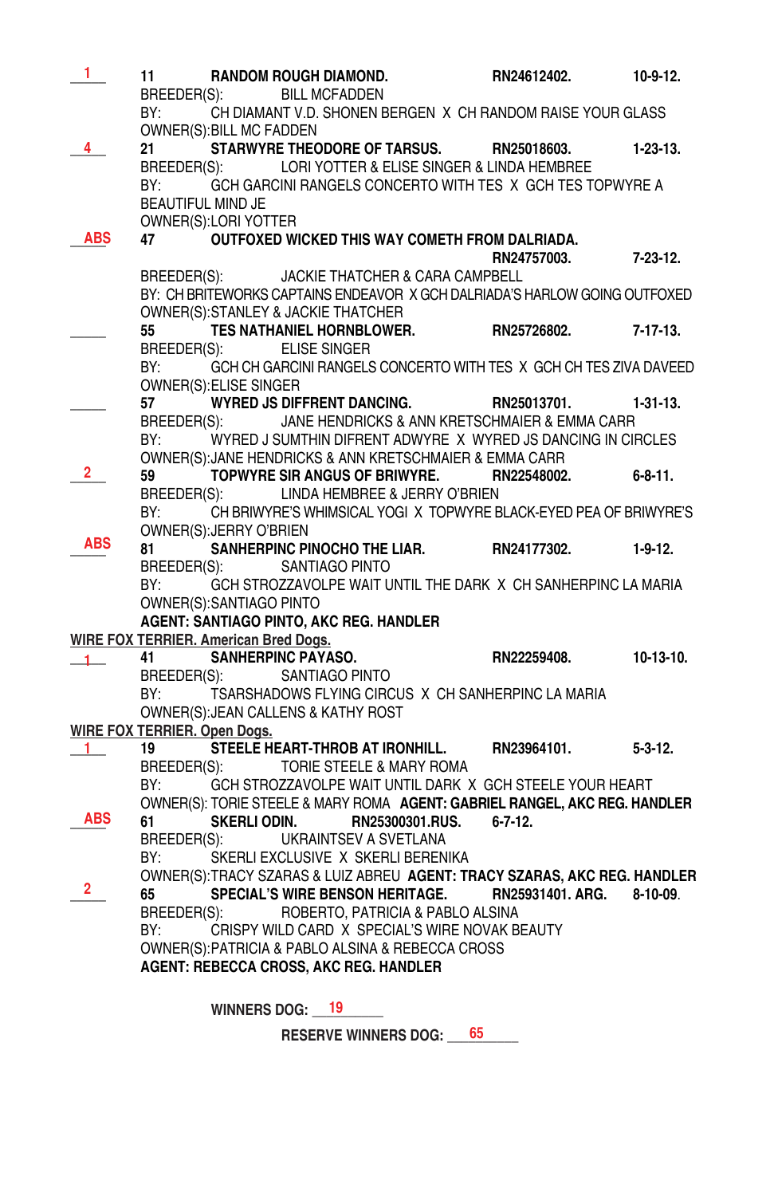1 | 11 **RANDOM ROUGH DIAMOND.** RN24612402. 10-9-12.
BREEDER(S): BILL MCFADDEN
BY: CH DIAMANT V.D. SHONEN BERGEN X CH RANDOM RAISE YOUR GLASS
OWNER(S):BILL MC FADDEN

4 | 21 **STARWYRE THEODORE OF TARSUS.** RN25018603. 1-23-13.
BREEDER(S): LORI YOTTER & ELISE SINGER & LINDA HEMBREE
BY: GCH GARCINI RANGELS CONCERTO WITH TES X GCH TES TOPWYRE A BEAUTIFUL MIND JE
OWNER(S):LORI YOTTER

ABS | 47 **OUTFOXED WICKED THIS WAY COMETH FROM DALRIADA.** RN24757003. 7-23-12.
BREEDER(S): JACKIE THATCHER & CARA CAMPBELL
BY: CH BRITEWORKS CAPTAINS ENDEAVOR X GCH DALRIADA'S HARLOW GOING OUTFOXED
OWNER(S):STANLEY & JACKIE THATCHER

____ | 55 **TES NATHANIEL HORNBLOWER.** RN25726802. 7-17-13.
BREEDER(S): ELISE SINGER
BY: GCH CH GARCINI RANGELS CONCERTO WITH TES X GCH CH TES ZIVA DAVEED
OWNER(S):ELISE SINGER

____ | 57 **WYRED JS DIFFRENT DANCING.** RN25013701. 1-31-13.
BREEDER(S): JANE HENDRICKS & ANN KRETSCHMAIER & EMMA CARR
BY: WYRED J SUMTHIN DIFRENT ADWYRE X WYRED JS DANCING IN CIRCLES
OWNER(S):JANE HENDRICKS & ANN KRETSCHMAIER & EMMA CARR

2 | 59 **TOPWYRE SIR ANGUS OF BRIWYRE.** RN22548002. 6-8-11.
BREEDER(S): LINDA HEMBREE & JERRY O'BRIEN
BY: CH BRIWYRE'S WHIMSICAL YOGI X TOPWYRE BLACK-EYED PEA OF BRIWYRE'S
OWNER(S):JERRY O'BRIEN

ABS | 81 **SANHERPINC PINOCHO THE LIAR.** RN24177302. 1-9-12.
BREEDER(S): SANTIAGO PINTO
BY: GCH STROZZAVOLPE WAIT UNTIL THE DARK X CH SANHERPINC LA MARIA
OWNER(S):SANTIAGO PINTO
**AGENT: SANTIAGO PINTO, AKC REG. HANDLER**

## WIRE FOX TERRIER. American Bred Dogs.

1 | 41 **SANHERPINC PAYASO.** RN22259408. 10-13-10.
BREEDER(S): SANTIAGO PINTO
BY: TSARSHADOWS FLYING CIRCUS X CH SANHERPINC LA MARIA
OWNER(S):JEAN CALLENS & KATHY ROST

## WIRE FOX TERRIER. Open Dogs.

1 | 19 **STEELE HEART-THROB AT IRONHILL.** RN23964101. 5-3-12.
BREEDER(S): TORIE STEELE & MARY ROMA
BY: GCH STROZZAVOLPE WAIT UNTIL DARK X GCH STEELE YOUR HEART
OWNER(S): TORIE STEELE & MARY ROMA **AGENT: GABRIEL RANGEL, AKC REG. HANDLER**

ABS | 61 **SKERLI ODIN.** RN25300301.RUS. 6-7-12.
BREEDER(S): UKRAINTSEV A SVETLANA
BY: SKERLI EXCLUSIVE X SKERLI BERENIKA
OWNER(S):TRACY SZARAS & LUIZ ABREU **AGENT: TRACY SZARAS, AKC REG. HANDLER**

2 | 65 **SPECIAL'S WIRE BENSON HERITAGE.** RN25931401. ARG. 8-10-09.
BREEDER(S): ROBERTO, PATRICIA & PABLO ALSINA
BY: CRISPY WILD CARD X SPECIAL'S WIRE NOVAK BEAUTY
OWNER(S):PATRICIA & PABLO ALSINA & REBECCA CROSS
**AGENT: REBECCA CROSS, AKC REG. HANDLER**

**WINNERS DOG:** 19

**RESERVE WINNERS DOG:** 65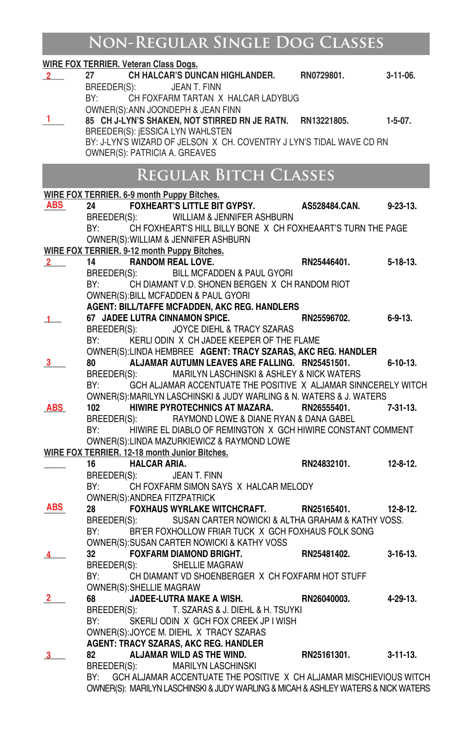## Non-Regular Single Dog Classes

**WIRE FOX TERRIER. Veteran Class Dogs.**

2 — **27 CH HALCAR'S DUNCAN HIGHLANDER.** RN0729801. 3-11-06.
BREEDER(S): JEAN T. FINN
BY: CH FOXFARM TARTAN X HALCAR LADYBUG
OWNER(S):ANN JOONDEPH & JEAN FINN

1 — **85 CH J-LYN'S SHAKEN, NOT STIRRED RN JE RATN.** RN13221805. 1-5-07.
BREEDER(S): jESSICA LYN WAHLSTEN
BY: J-LYN'S WIZARD OF JELSON X CH. COVENTRY J LYN'S TIDAL WAVE CD RN
OWNER(S): PATRICIA A. GREAVES

## Regular Bitch Classes

**WIRE FOX TERRIER. 6-9 month Puppy Bitches.**

ABS — **24 FOXHEART'S LITTLE BIT GYPSY.** AS528484.CAN. 9-23-13.
BREEDER(S): WILLIAM & JENNIFER ASHBURN
BY: CH FOXHEART'S HILL BILLY BONE X CH FOXHEAART'S TURN THE PAGE
OWNER(S):WILLIAM & JENNIFER ASHBURN

**WIRE FOX TERRIER. 9-12 month Puppy Bitches.**

2 — **14 RANDOM REAL LOVE.** RN25446401. 5-18-13.
BREEDER(S): BILL MCFADDEN & PAUL GYORI
BY: CH DIAMANT V.D. SHONEN BERGEN X CH RANDOM RIOT
OWNER(S):BILL MCFADDEN & PAUL GYORI
**AGENT: BILL/TAFFE MCFADDEN, AKC REG. HANDLERS**

1 — **67 JADEE LUTRA CINNAMON SPICE.** RN25596702. 6-9-13.
BREEDER(S): JOYCE DIEHL & TRACY SZARAS
BY: KERLI ODIN X CH JADEE KEEPER OF THE FLAME
OWNER(S):LINDA HEMBREE **AGENT: TRACY SZARAS, AKC REG. HANDLER**

3 — **80 ALJAMAR AUTUMN LEAVES ARE FALLING.** RN25451501. 6-10-13.
BREEDER(S): MARILYN LASCHINSKI & ASHLEY & NICK WATERS
BY: GCH ALJAMAR ACCENTUATE THE POSITIVE X ALJAMAR SINNCERELY WITCH
OWNER(S):MARILYN LASCHINSKI & JUDY WARLING & N. WATERS & J. WATERS

ABS — **102 HIWIRE PYROTECHNICS AT MAZARA.** RN26555401. 7-31-13.
BREEDER(S): RAYMOND LOWE & DIANE RYAN & DANA GABEL
BY: HIWIRE EL DIABLO OF REMINGTON X GCH HIWIRE CONSTANT COMMENT
OWNER(S):LINDA MAZURKIEWICZ & RAYMOND LOWE

**WIRE FOX TERRIER. 12-18 month Junior Bitches.**

____ — **16 HALCAR ARIA.** RN24832101. 12-8-12.
BREEDER(S): JEAN T. FINN
BY: CH FOXFARM SIMON SAYS X HALCAR MELODY
OWNER(S):ANDREA FITZPATRICK

ABS — **28 FOXHAUS WYRLAKE WITCHCRAFT.** RN25165401. 12-8-12.
BREEDER(S): SUSAN CARTER NOWICKI & ALTHA GRAHAM & KATHY VOSS.
BY: BR'ER FOXHOLLOW FRIAR TUCK X GCH FOXHAUS FOLK SONG
OWNER(S):SUSAN CARTER NOWICKI & KATHY VOSS

4 — **32 FOXFARM DIAMOND BRIGHT.** RN25481402. 3-16-13.
BREEDER(S): SHELLIE MAGRAW
BY: CH DIAMANT VD SHOENBERGER X CH FOXFARM HOT STUFF
OWNER(S):SHELLIE MAGRAW

2 — **68 JADEE-LUTRA MAKE A WISH.** RN26040003. 4-29-13.
BREEDER(S): T. SZARAS & J. DIEHL & H. TSUYKI
BY: SKERLI ODIN X GCH FOX CREEK JP I WISH
OWNER(S):JOYCE M. DIEHL X TRACY SZARAS
**AGENT: TRACY SZARAS, AKC REG. HANDLER**

3 — **82 ALJAMAR WILD AS THE WIND.** RN25161301. 3-11-13.
BREEDER(S): MARILYN LASCHINSKI
BY: GCH ALJAMAR ACCENTUATE THE POSITIVE X CH ALJAMAR MISCHIEVIOUS WITCH
OWNER(S): MARILYN LASCHINSKI & JUDY WARLING & MICAH & ASHLEY WATERS & NICK WATERS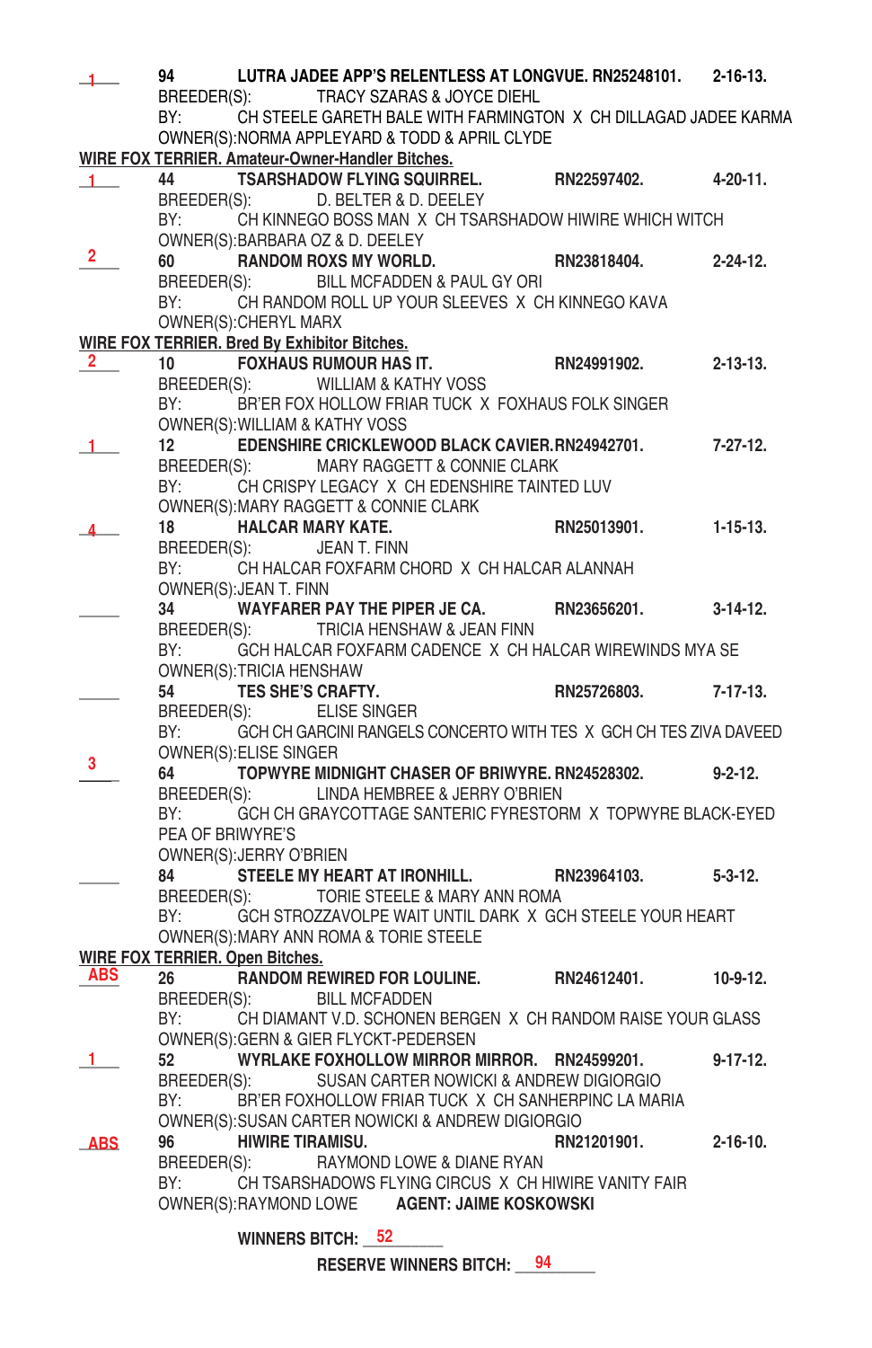1 94 **LUTRA JADEE APP'S RELENTLESS AT LONGVUE. RN25248101. 2-16-13.**
BREEDER(S): TRACY SZARAS & JOYCE DIEHL
BY: CH STEELE GARETH BALE WITH FARMINGTON X CH DILLAGAD JADEE KARMA
OWNER(S):NORMA APPLEYARD & TODD & APRIL CLYDE

**WIRE FOX TERRIER. Amateur-Owner-Handler Bitches.**

1 44 **TSARSHADOW FLYING SQUIRREL. RN22597402. 4-20-11.**
BREEDER(S): D. BELTER & D. DEELEY
BY: CH KINNEGO BOSS MAN X CH TSARSHADOW HIWIRE WHICH WITCH
OWNER(S):BARBARA OZ & D. DEELEY

2 60 **RANDOM ROXS MY WORLD. RN23818404. 2-24-12.**
BREEDER(S): BILL MCFADDEN & PAUL GY ORI
BY: CH RANDOM ROLL UP YOUR SLEEVES X CH KINNEGO KAVA
OWNER(S):CHERYL MARX

**WIRE FOX TERRIER. Bred By Exhibitor Bitches.**

2 10 **FOXHAUS RUMOUR HAS IT. RN24991902. 2-13-13.**
BREEDER(S): WILLIAM & KATHY VOSS
BY: BR'ER FOX HOLLOW FRIAR TUCK X FOXHAUS FOLK SINGER
OWNER(S):WILLIAM & KATHY VOSS

1 12 **EDENSHIRE CRICKLEWOOD BLACK CAVIER.RN24942701. 7-27-12.**
BREEDER(S): MARY RAGGETT & CONNIE CLARK
BY: CH CRISPY LEGACY X CH EDENSHIRE TAINTED LUV
OWNER(S):MARY RAGGETT & CONNIE CLARK

4 18 **HALCAR MARY KATE. RN25013901. 1-15-13.**
BREEDER(S): JEAN T. FINN
BY: CH HALCAR FOXFARM CHORD X CH HALCAR ALANNAH
OWNER(S):JEAN T. FINN

____ 34 **WAYFARER PAY THE PIPER JE CA. RN23656201. 3-14-12.**
BREEDER(S): TRICIA HENSHAW & JEAN FINN
BY: GCH HALCAR FOXFARM CADENCE X CH HALCAR WIREWINDS MYA SE
OWNER(S):TRICIA HENSHAW

____ 54 **TES SHE'S CRAFTY. RN25726803. 7-17-13.**
BREEDER(S): ELISE SINGER
BY: GCH CH GARCINI RANGELS CONCERTO WITH TES X GCH CH TES ZIVA DAVEED
OWNER(S):ELISE SINGER

3 64 **TOPWYRE MIDNIGHT CHASER OF BRIWYRE. RN24528302. 9-2-12.**
BREEDER(S): LINDA HEMBREE & JERRY O'BRIEN
BY: GCH CH GRAYCOTTAGE SANTERIC FYRESTORM X TOPWYRE BLACK-EYED PEA OF BRIWYRE'S
OWNER(S):JERRY O'BRIEN

____ 84 **STEELE MY HEART AT IRONHILL. RN23964103. 5-3-12.**
BREEDER(S): TORIE STEELE & MARY ANN ROMA
BY: GCH STROZZAVOLPE WAIT UNTIL DARK X GCH STEELE YOUR HEART
OWNER(S):MARY ANN ROMA & TORIE STEELE

**WIRE FOX TERRIER. Open Bitches.**

ABS 26 **RANDOM REWIRED FOR LOULINE. RN24612401. 10-9-12.**
BREEDER(S): BILL MCFADDEN
BY: CH DIAMANT V.D. SCHONEN BERGEN X CH RANDOM RAISE YOUR GLASS
OWNER(S):GERN & GIER FLYCKT-PEDERSEN

1 52 **WYRLAKE FOXHOLLOW MIRROR MIRROR. RN24599201. 9-17-12.**
BREEDER(S): SUSAN CARTER NOWICKI & ANDREW DIGIORGIO
BY: BR'ER FOXHOLLOW FRIAR TUCK X CH SANHERPINC LA MARIA
OWNER(S):SUSAN CARTER NOWICKI & ANDREW DIGIORGIO

ABS 96 **HIWIRE TIRAMISU. RN21201901. 2-16-10.**
BREEDER(S): RAYMOND LOWE & DIANE RYAN
BY: CH TSARSHADOWS FLYING CIRCUS X CH HIWIRE VANITY FAIR
OWNER(S):RAYMOND LOWE **AGENT: JAIME KOSKOWSKI**

**WINNERS BITCH:** 52

**RESERVE WINNERS BITCH:** 94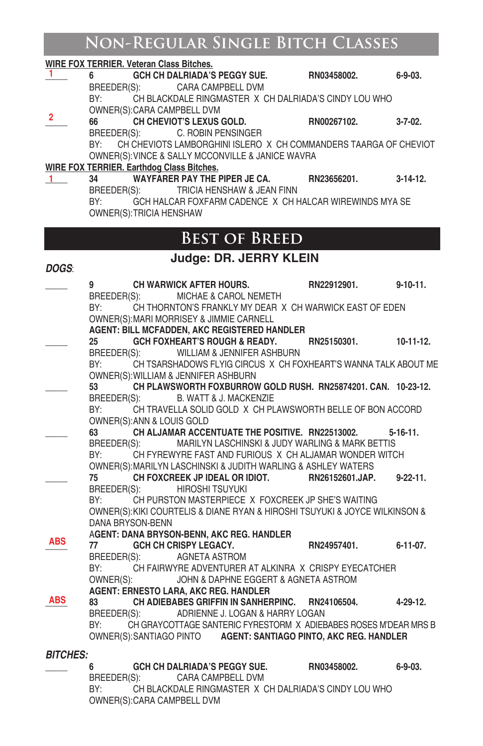# Non-Regular Single Bitch Classes

**WIRE FOX TERRIER. Veteran Class Bitches.**

1 **6** **GCH CH DALRIADA'S PEGGY SUE.** **RN03458002.** **6-9-03.**
BREEDER(S): CARA CAMPBELL DVM
BY: CH BLACKDALE RINGMASTER X CH DALRIADA'S CINDY LOU WHO
OWNER(S):CARA CAMPBELL DVM

2 **66** **CH CHEVIOT'S LEXUS GOLD.** **RN00267102.** **3-7-02.**
BREEDER(S): C. ROBIN PENSINGER
BY: CH CHEVIOTS LAMBORGHINI ISLERO X CH COMMANDERS TAARGA OF CHEVIOT
OWNER(S):VINCE & SALLY MCCONVILLE & JANICE WAVRA

**WIRE FOX TERRIER. Earthdog Class Bitches.**

1 **34** **WAYFARER PAY THE PIPER JE CA.** **RN23656201.** **3-14-12.**
BREEDER(S): TRICIA HENSHAW & JEAN FINN
BY: GCH HALCAR FOXFARM CADENCE X CH HALCAR WIREWINDS MYA SE
OWNER(S):TRICIA HENSHAW

# Best of Breed

## Judge: DR. JERRY KLEIN

***DOGS:***

____ **9** **CH WARWICK AFTER HOURS.** **RN22912901.** **9-10-11.**
BREEDER(S): MICHAE & CAROL NEMETH
BY: CH THORNTON'S FRANKLY MY DEAR X CH WARWICK EAST OF EDEN
OWNER(S):MARI MORRISEY & JIMMIE CARNELL
**AGENT: BILL MCFADDEN, AKC REGISTERED HANDLER**

____ **25** **GCH FOXHEART'S ROUGH & READY.** **RN25150301.** **10-11-12.**
BREEDER(S): WILLIAM & JENNIFER ASHBURN
BY: CH TSARSHADOWS FLYIG CIRCUS X CH FOXHEART'S WANNA TALK ABOUT ME
OWNER(S):WILLIAM & JENNIFER ASHBURN

____ **53** **CH PLAWSWORTH FOXBURROW GOLD RUSH.** **RN25874201. CAN.** **10-23-12.**
BREEDER(S): B. WATT & J. MACKENZIE
BY: CH TRAVELLA SOLID GOLD X CH PLAWSWORTH BELLE OF BON ACCORD
OWNER(S):ANN & LOUIS GOLD

____ **63** **CH ALJAMAR ACCENTUATE THE POSITIVE.** **RN22513002.** **5-16-11.**
BREEDER(S): MARILYN LASCHINSKI & JUDY WARLING & MARK BETTIS
BY: CH FYREWYRE FAST AND FURIOUS X CH ALJAMAR WONDER WITCH
OWNER(S):MARILYN LASCHINSKI & JUDITH WARLING & ASHLEY WATERS

____ **75** **CH FOXCREEK JP IDEAL OR IDIOT.** **RN26152601.JAP.** **9-22-11.**
BREEDER(S): HIROSHI TSUYUKI
BY: CH PURSTON MASTERPIECE X FOXCREEK JP SHE'S WAITING
OWNER(S):KIKI COURTELIS & DIANE RYAN & HIROSHI TSUYUKI & JOYCE WILKINSON & DANA BRYSON-BENN
**AGENT: DANA BRYSON-BENN, AKC REG. HANDLER**

ABS **77** **GCH CH CRISPY LEGACY.** **RN24957401.** **6-11-07.**
BREEDER(S): AGNETA ASTROM
BY: CH FAIRWYRE ADVENTURER AT ALKINRA X CRISPY EYECATCHER
OWNER(S): JOHN & DAPHNE EGGERT & AGNETA ASTROM
**AGENT: ERNESTO LARA, AKC REG. HANDLER**

ABS **83** **CH ADIEBABES GRIFFIN IN SANHERPINC.** **RN24106504.** **4-29-12.**
BREEDER(S): ADRIENNE J. LOGAN & HARRY LOGAN
BY: CH GRAYCOTTAGE SANTERIC FYRESTORM X ADIEBABES ROSES M'DEAR MRS B
OWNER(S):SANTIAGO PINTO **AGENT: SANTIAGO PINTO, AKC REG. HANDLER**

***BITCHES:***

____ **6** **GCH CH DALRIADA'S PEGGY SUE.** **RN03458002.** **6-9-03.**
BREEDER(S): CARA CAMPBELL DVM
BY: CH BLACKDALE RINGMASTER X CH DALRIADA'S CINDY LOU WHO
OWNER(S):CARA CAMPBELL DVM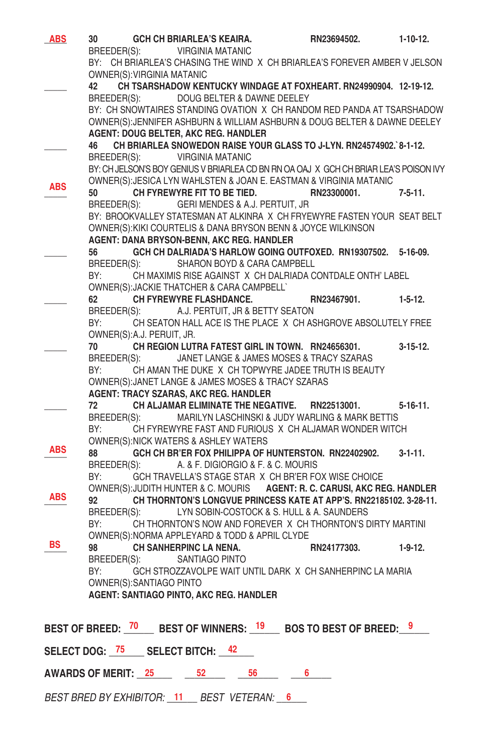ABS 30 **GCH CH BRIARLEA'S KEAIRA.** RN23694502. 1-10-12.
BREEDER(S): VIRGINIA MATANIC
BY: CH BRIARLEA'S CHASING THE WIND X CH BRIARLEA'S FOREVER AMBER V JELSON
OWNER(S):VIRGINIA MATANIC

____ 42 **CH TSARSHADOW KENTUCKY WINDAGE AT FOXHEART. RN24990904. 12-19-12.**
BREEDER(S): DOUG BELTER & DAWNE DEELEY
BY: CH SNOWTAIRES STANDING OVATION X CH RANDOM RED PANDA AT TSARSHADOW
OWNER(S):JENNIFER ASHBURN & WILLIAM ASHBURN & DOUG BELTER & DAWNE DEELEY
**AGENT: DOUG BELTER, AKC REG. HANDLER**

____ 46 **CH BRIARLEA SNOWEDON RAISE YOUR GLASS TO J-LYN. RN24574902.`8-1-12.**
BREEDER(S): VIRGINIA MATANIC
BY: CH JELSON'S BOY GENIUS V BRIARLEA CD BN RN OA OAJ X GCH CH BRIAR LEA'S POISON IVY
OWNER(S):JESICA LYN WAHLSTEN & JOAN E. EASTMAN & VIRGINIA MATANIC

ABS 50 **CH FYREWYRE FIT TO BE TIED.** RN23300001. 7-5-11.
BREEDER(S): GERI MENDES & A.J. PERTUIT, JR
BY: BROOKVALLEY STATESMAN AT ALKINRA X CH FRYEWYRE FASTEN YOUR SEAT BELT
OWNER(S):KIKI COURTELIS & DANA BRYSON BENN & JOYCE WILKINSON
**AGENT: DANA BRYSON-BENN, AKC REG. HANDLER**

____ 56 **GCH CH DALRIADA'S HARLOW GOING OUTFOXED. RN19307502. 5-16-09.**
BREEDER(S): SHARON BOYD & CARA CAMPBELL
BY: CH MAXIMIS RISE AGAINST X CH DALRIADA CONTDALE ONTH' LABEL
OWNER(S):JACKIE THATCHER & CARA CAMPBELL`

____ 62 **CH FYREWYRE FLASHDANCE.** RN23467901. 1-5-12.
BREEDER(S): A.J. PERTUIT, JR & BETTY SEATON
BY: CH SEATON HALL ACE IS THE PLACE X CH ASHGROVE ABSOLUTELY FREE
OWNER(S):A.J. PERUIT, JR.

____ 70 **CH REGION LUTRA FATEST GIRL IN TOWN.** RN24656301. 3-15-12.
BREEDER(S): JANET LANGE & JAMES MOSES & TRACY SZARAS
BY: CH AMAN THE DUKE X CH TOPWYRE JADEE TRUTH IS BEAUTY
OWNER(S):JANET LANGE & JAMES MOSES & TRACY SZARAS
**AGENT: TRACY SZARAS, AKC REG. HANDLER**

____ 72 **CH ALJAMAR ELIMINATE THE NEGATIVE.** RN22513001. 5-16-11.
BREEDER(S): MARILYN LASCHINSKI & JUDY WARLING & MARK BETTIS
BY: CH FYREWYRE FAST AND FURIOUS X CH ALJAMAR WONDER WITCH
OWNER(S):NICK WATERS & ASHLEY WATERS

ABS 88 **GCH CH BR'ER FOX PHILIPPA OF HUNTERSTON. RN22402902. 3-1-11.**
BREEDER(S): A. & F. DIGIORGIO & F. & C. MOURIS
BY: GCH TRAVELLA'S STAGE STAR X CH BR'ER FOX WISE CHOICE
OWNER(S):JUDITH HUNTER & C. MOURIS **AGENT: R. C. CARUSI, AKC REG. HANDLER**

ABS 92 **CH THORNTON'S LONGVUE PRINCESS KATE AT APP'S. RN22185102. 3-28-11.**
BREEDER(S): LYN SOBIN-COSTOCK & S. HULL & A. SAUNDERS
BY: CH THORNTON'S NOW AND FOREVER X CH THORNTON'S DIRTY MARTINI
OWNER(S):NORMA APPLEYARD & TODD & APRIL CLYDE

BS 98 **CH SANHERPINC LA NENA.** RN24177303. 1-9-12.
BREEDER(S): SANTIAGO PINTO
BY: GCH STROZZAVOLPE WAIT UNTIL DARK X CH SANHERPINC LA MARIA
OWNER(S):SANTIAGO PINTO
**AGENT: SANTIAGO PINTO, AKC REG. HANDLER**

**BEST OF BREED:** 70 **BEST OF WINNERS:** 19 **BOS TO BEST OF BREED:** 9

**SELECT DOG:** 75 **SELECT BITCH:** 42

**AWARDS OF MERIT:** 25 52 56 6

*BEST BRED BY EXHIBITOR:* 11 *BEST VETERAN:* 6